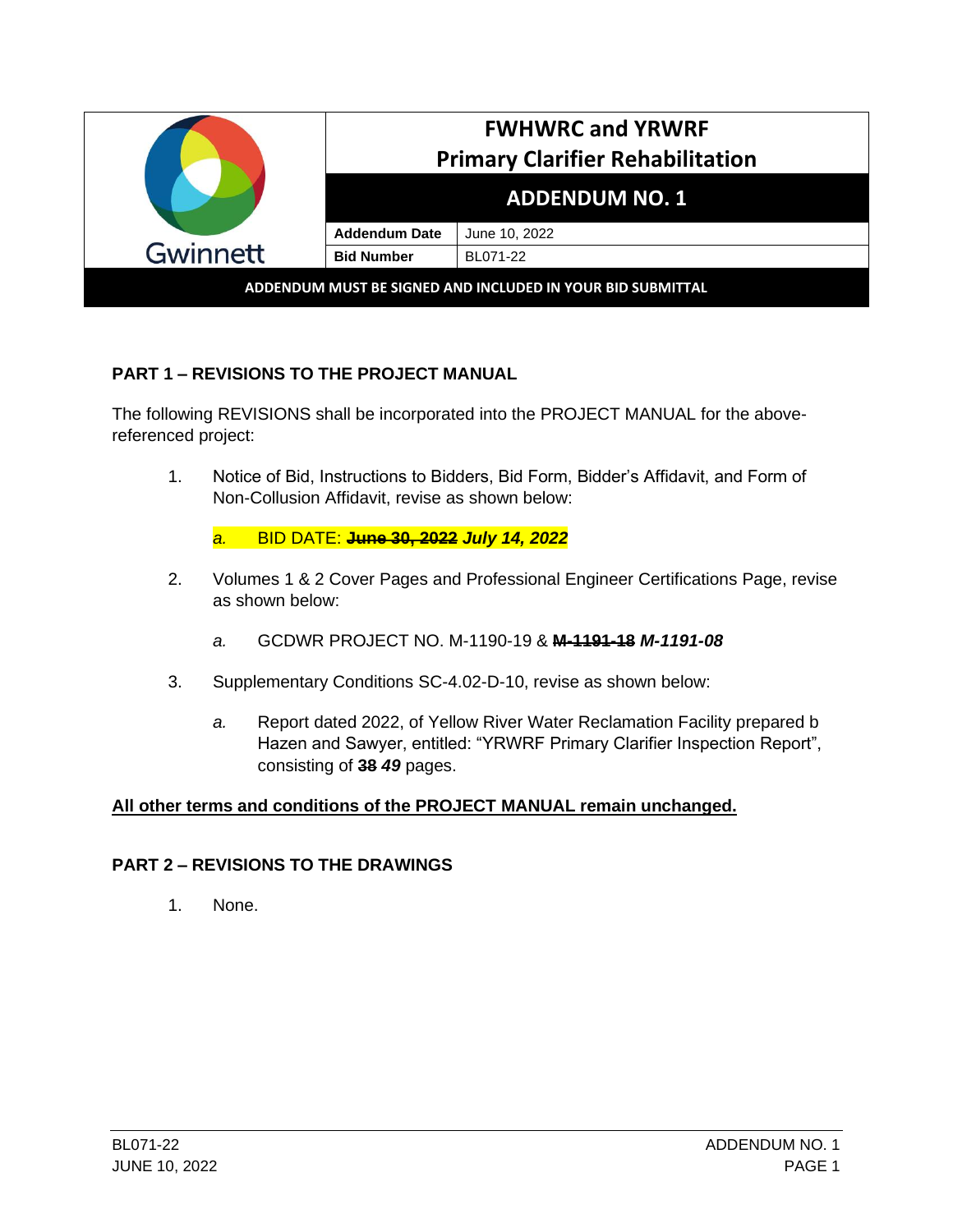| Gwinnett | FWHWRC and YRWRF Primary Clarifier Rehabilitation | |
|---|---|---|
| | **ADDENDUM NO. 1** | |
| | **Addendum Date** | June 10, 2022 |
| | **Bid Number** | BL071-22 |

**ADDENDUM MUST BE SIGNED AND INCLUDED IN YOUR BID SUBMITTAL**

## PART 1 – REVISIONS TO THE PROJECT MANUAL

The following REVISIONS shall be incorporated into the PROJECT MANUAL for the above-referenced project:

1. Notice of Bid, Instructions to Bidders, Bid Form, Bidder's Affidavit, and Form of Non-Collusion Affidavit, revise as shown below:

   *a.* BID DATE: ~~**June 30, 2022**~~ ***July 14, 2022***

2. Volumes 1 & 2 Cover Pages and Professional Engineer Certifications Page, revise as shown below:

   *a.* GCDWR PROJECT NO. M-1190-19 & ~~**M-1191-18**~~ ***M-1191-08***

3. Supplementary Conditions SC-4.02-D-10, revise as shown below:

   *a.* Report dated 2022, of Yellow River Water Reclamation Facility prepared b Hazen and Sawyer, entitled: "YRWRF Primary Clarifier Inspection Report", consisting of ~~**38**~~ ***49*** pages.

**All other terms and conditions of the PROJECT MANUAL remain unchanged.**

## PART 2 – REVISIONS TO THE DRAWINGS

1. None.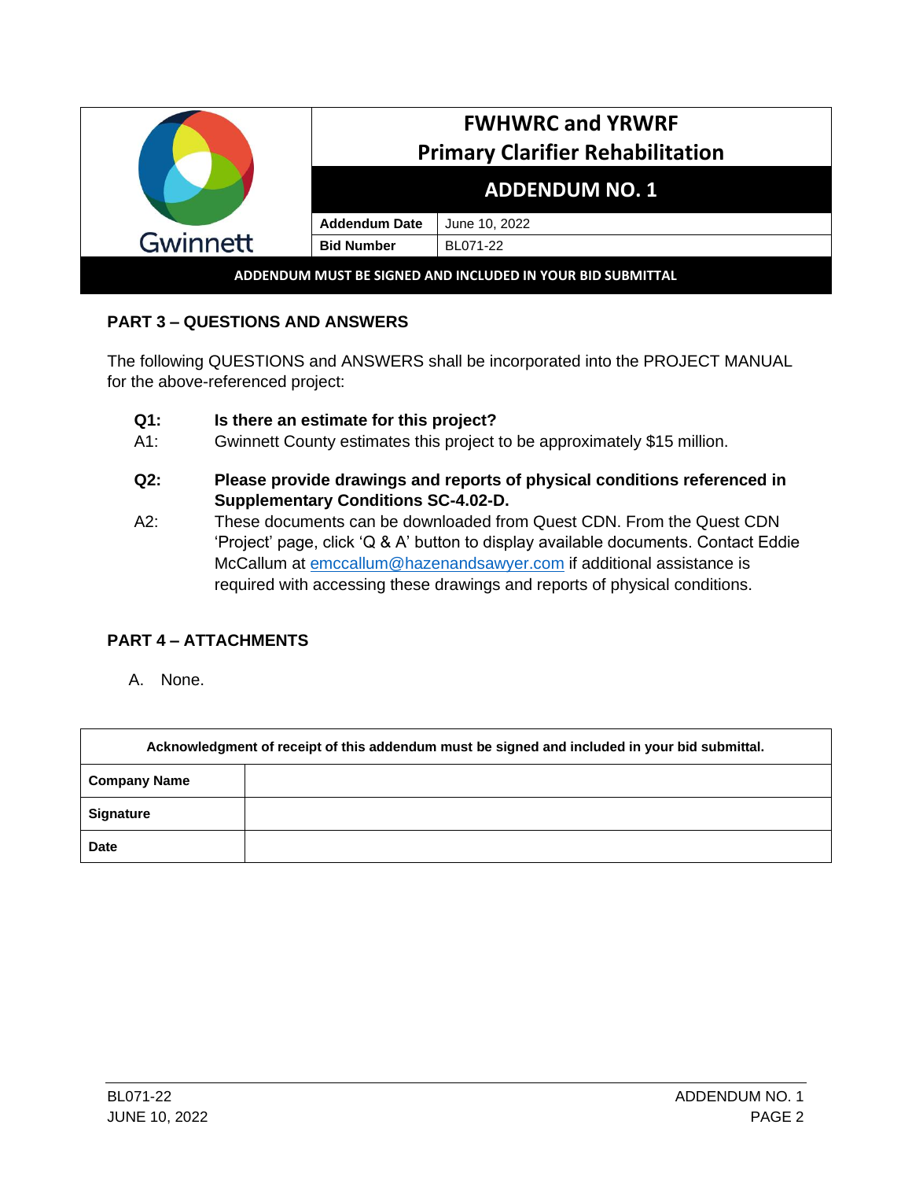| | FWHWRC and YRWRF Primary Clarifier Rehabilitation |
|---|---|
| Gwinnett | **ADDENDUM NO. 1** |
| **Addendum Date** | June 10, 2022 |
| **Bid Number** | BL071-22 |

**ADDENDUM MUST BE SIGNED AND INCLUDED IN YOUR BID SUBMITTAL**

## PART 3 – QUESTIONS AND ANSWERS

The following QUESTIONS and ANSWERS shall be incorporated into the PROJECT MANUAL for the above-referenced project:

**Q1:** **Is there an estimate for this project?**

A1: Gwinnett County estimates this project to be approximately $15 million.

**Q2:** **Please provide drawings and reports of physical conditions referenced in Supplementary Conditions SC-4.02-D.**

A2: These documents can be downloaded from Quest CDN. From the Quest CDN 'Project' page, click 'Q & A' button to display available documents. Contact Eddie McCallum at emccallum@hazenandsawyer.com if additional assistance is required with accessing these drawings and reports of physical conditions.

## PART 4 – ATTACHMENTS

A. None.

| Acknowledgment of receipt of this addendum must be signed and included in your bid submittal. | |
|---|---|
| **Company Name** | |
| **Signature** | |
| **Date** | |